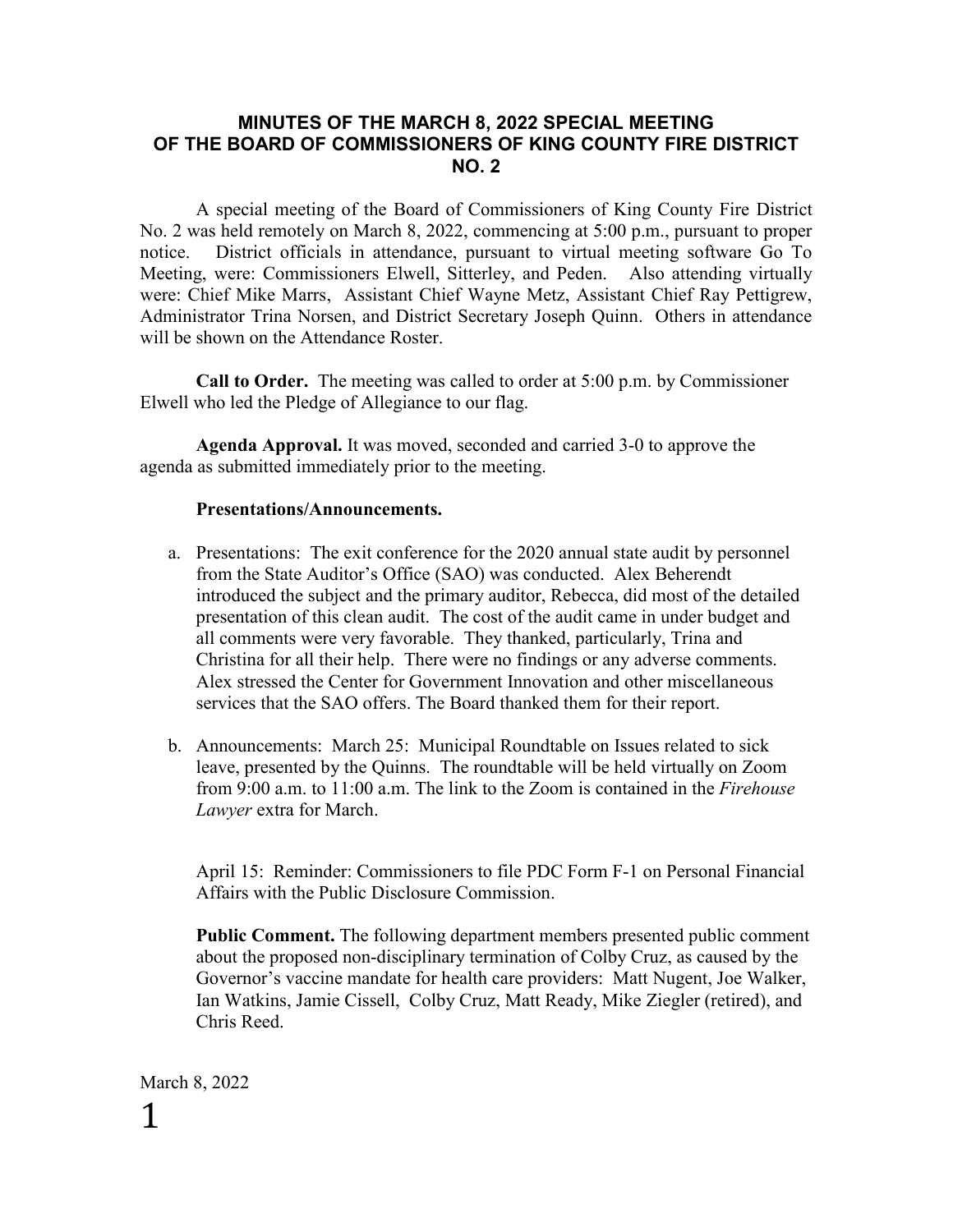# MINUTES OF THE MARCH 8, 2022 SPECIAL MEETING OF THE BOARD OF COMMISSIONERS OF KING COUNTY FIRE DISTRICT NO. 2

A special meeting of the Board of Commissioners of King County Fire District No. 2 was held remotely on March 8, 2022, commencing at 5:00 p.m., pursuant to proper notice. District officials in attendance, pursuant to virtual meeting software Go To Meeting, were: Commissioners Elwell, Sitterley, and Peden. Also attending virtually were: Chief Mike Marrs, Assistant Chief Wayne Metz, Assistant Chief Ray Pettigrew, Administrator Trina Norsen, and District Secretary Joseph Quinn. Others in attendance will be shown on the Attendance Roster.

**Call to Order.** The meeting was called to order at 5:00 p.m. by Commissioner Elwell who led the Pledge of Allegiance to our flag.

**Agenda Approval.** It was moved, seconded and carried 3-0 to approve the agenda as submitted immediately prior to the meeting.

**Presentations/Announcements.**

a. Presentations: The exit conference for the 2020 annual state audit by personnel from the State Auditor's Office (SAO) was conducted. Alex Beherendt introduced the subject and the primary auditor, Rebecca, did most of the detailed presentation of this clean audit. The cost of the audit came in under budget and all comments were very favorable. They thanked, particularly, Trina and Christina for all their help. There were no findings or any adverse comments. Alex stressed the Center for Government Innovation and other miscellaneous services that the SAO offers. The Board thanked them for their report.

b. Announcements: March 25: Municipal Roundtable on Issues related to sick leave, presented by the Quinns. The roundtable will be held virtually on Zoom from 9:00 a.m. to 11:00 a.m. The link to the Zoom is contained in the *Firehouse Lawyer* extra for March.

   April 15: Reminder: Commissioners to file PDC Form F-1 on Personal Financial Affairs with the Public Disclosure Commission.

   **Public Comment.** The following department members presented public comment about the proposed non-disciplinary termination of Colby Cruz, as caused by the Governor's vaccine mandate for health care providers: Matt Nugent, Joe Walker, Ian Watkins, Jamie Cissell, Colby Cruz, Matt Ready, Mike Ziegler (retired), and Chris Reed.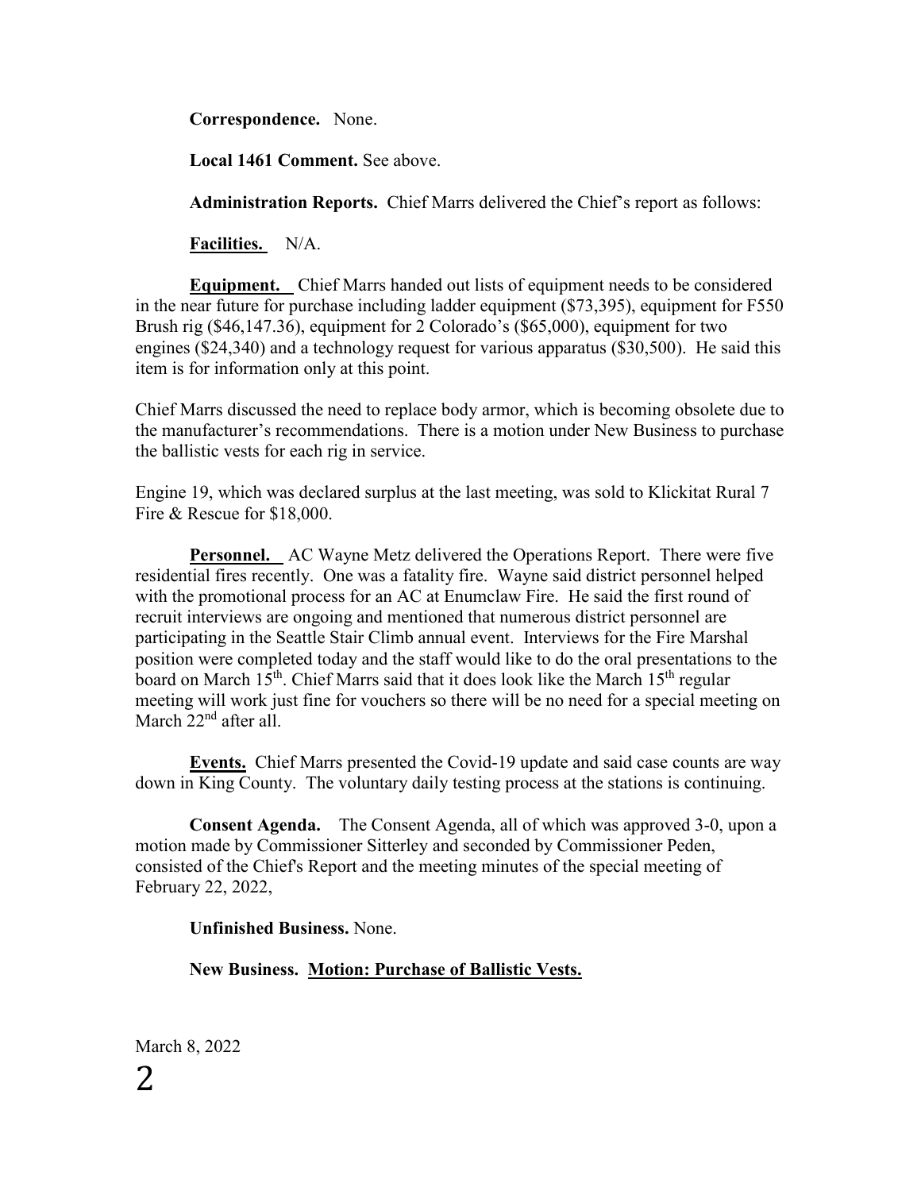**Correspondence.** None.

**Local 1461 Comment.** See above.

**Administration Reports.** Chief Marrs delivered the Chief's report as follows:

**Facilities.** N/A.

**Equipment.** Chief Marrs handed out lists of equipment needs to be considered in the near future for purchase including ladder equipment ($73,395), equipment for F550 Brush rig ($46,147.36), equipment for 2 Colorado's ($65,000), equipment for two engines ($24,340) and a technology request for various apparatus ($30,500). He said this item is for information only at this point.

Chief Marrs discussed the need to replace body armor, which is becoming obsolete due to the manufacturer's recommendations. There is a motion under New Business to purchase the ballistic vests for each rig in service.

Engine 19, which was declared surplus at the last meeting, was sold to Klickitat Rural 7 Fire & Rescue for $18,000.

**Personnel.** AC Wayne Metz delivered the Operations Report. There were five residential fires recently. One was a fatality fire. Wayne said district personnel helped with the promotional process for an AC at Enumclaw Fire. He said the first round of recruit interviews are ongoing and mentioned that numerous district personnel are participating in the Seattle Stair Climb annual event. Interviews for the Fire Marshal position were completed today and the staff would like to do the oral presentations to the board on March 15th. Chief Marrs said that it does look like the March 15th regular meeting will work just fine for vouchers so there will be no need for a special meeting on March 22nd after all.

**Events.** Chief Marrs presented the Covid-19 update and said case counts are way down in King County. The voluntary daily testing process at the stations is continuing.

**Consent Agenda.** The Consent Agenda, all of which was approved 3-0, upon a motion made by Commissioner Sitterley and seconded by Commissioner Peden, consisted of the Chief's Report and the meeting minutes of the special meeting of February 22, 2022,

**Unfinished Business.** None.

**New Business. Motion: Purchase of Ballistic Vests.**

March 8, 2022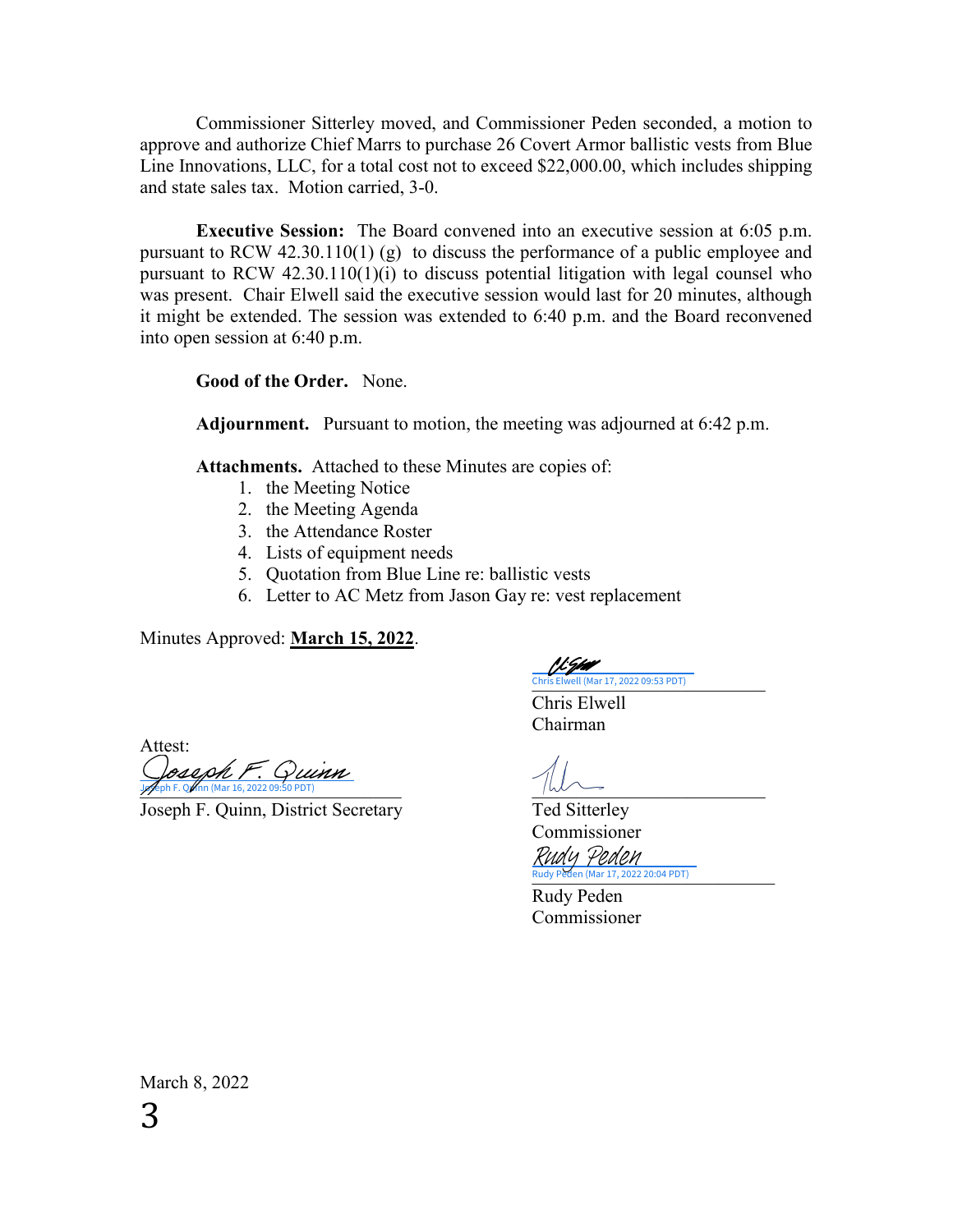Commissioner Sitterley moved, and Commissioner Peden seconded, a motion to approve and authorize Chief Marrs to purchase 26 Covert Armor ballistic vests from Blue Line Innovations, LLC, for a total cost not to exceed $22,000.00, which includes shipping and state sales tax. Motion carried, 3-0.

**Executive Session:** The Board convened into an executive session at 6:05 p.m. pursuant to RCW 42.30.110(1) (g) to discuss the performance of a public employee and pursuant to RCW 42.30.110(1)(i) to discuss potential litigation with legal counsel who was present. Chair Elwell said the executive session would last for 20 minutes, although it might be extended. The session was extended to 6:40 p.m. and the Board reconvened into open session at 6:40 p.m.

**Good of the Order.** None.

**Adjournment.** Pursuant to motion, the meeting was adjourned at 6:42 p.m.

**Attachments.** Attached to these Minutes are copies of:

1. the Meeting Notice
2. the Meeting Agenda
3. the Attendance Roster
4. Lists of equipment needs
5. Quotation from Blue Line re: ballistic vests
6. Letter to AC Metz from Jason Gay re: vest replacement

Minutes Approved: **March 15, 2022**.

Chris Elwell (Mar 17, 2022 09:53 PDT)

Chris Elwell
Chairman

Attest:

Joseph F. Quinn (Mar 16, 2022 09:50 PDT)

Joseph F. Quinn, District Secretary

Ted Sitterley
Commissioner

Rudy Peden (Mar 17, 2022 20:04 PDT)

Rudy Peden
Commissioner

March 8, 2022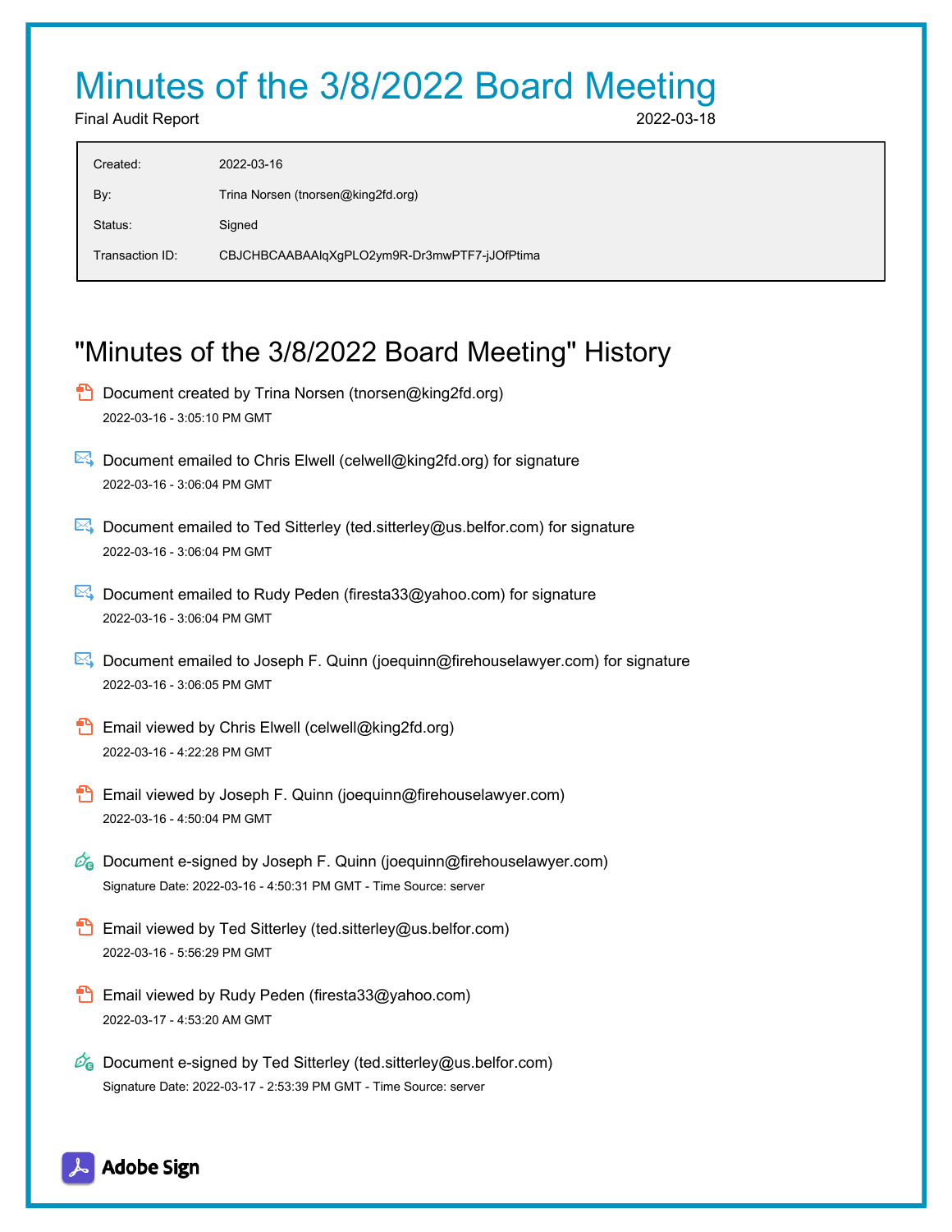# Minutes of the 3/8/2022 Board Meeting

Final Audit Report 2022-03-18

| | |
|---|---|
| Created: | 2022-03-16 |
| By: | Trina Norsen (tnorsen@king2fd.org) |
| Status: | Signed |
| Transaction ID: | CBJCHBCAABAAlqXgPLO2ym9R-Dr3mwPTF7-jJOfPtima |

## "Minutes of the 3/8/2022 Board Meeting" History

- Document created by Trina Norsen (tnorsen@king2fd.org)
  2022-03-16 - 3:05:10 PM GMT

- Document emailed to Chris Elwell (celwell@king2fd.org) for signature
  2022-03-16 - 3:06:04 PM GMT

- Document emailed to Ted Sitterley (ted.sitterley@us.belfor.com) for signature
  2022-03-16 - 3:06:04 PM GMT

- Document emailed to Rudy Peden (firesta33@yahoo.com) for signature
  2022-03-16 - 3:06:04 PM GMT

- Document emailed to Joseph F. Quinn (joequinn@firehouselawyer.com) for signature
  2022-03-16 - 3:06:05 PM GMT

- Email viewed by Chris Elwell (celwell@king2fd.org)
  2022-03-16 - 4:22:28 PM GMT

- Email viewed by Joseph F. Quinn (joequinn@firehouselawyer.com)
  2022-03-16 - 4:50:04 PM GMT

- Document e-signed by Joseph F. Quinn (joequinn@firehouselawyer.com)
  Signature Date: 2022-03-16 - 4:50:31 PM GMT - Time Source: server

- Email viewed by Ted Sitterley (ted.sitterley@us.belfor.com)
  2022-03-16 - 5:56:29 PM GMT

- Email viewed by Rudy Peden (firesta33@yahoo.com)
  2022-03-17 - 4:53:20 AM GMT

- Document e-signed by Ted Sitterley (ted.sitterley@us.belfor.com)
  Signature Date: 2022-03-17 - 2:53:39 PM GMT - Time Source: server

Adobe Sign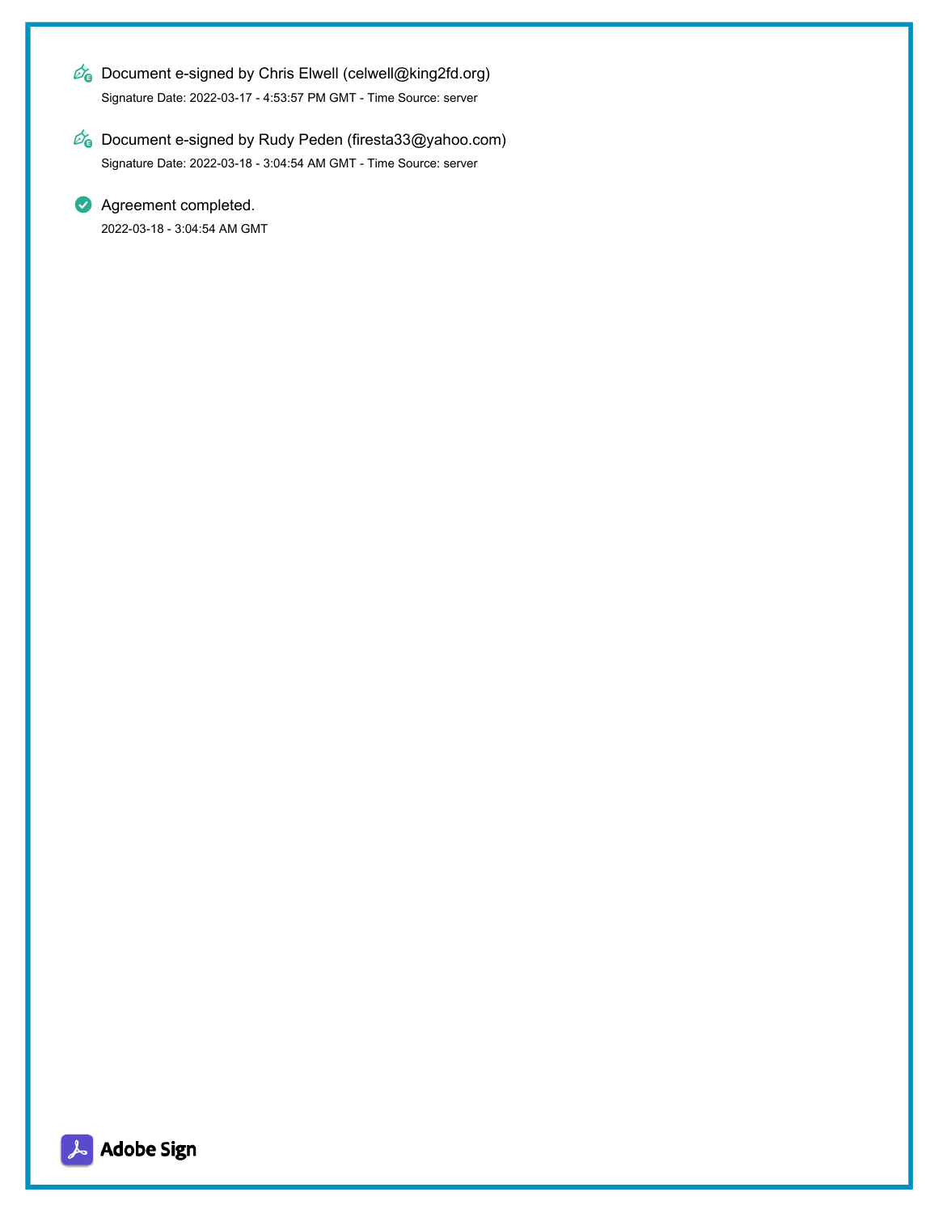Document e-signed by Chris Elwell (celwell@king2fd.org)

Signature Date: 2022-03-17 - 4:53:57 PM GMT - Time Source: server

Document e-signed by Rudy Peden (firesta33@yahoo.com)

Signature Date: 2022-03-18 - 3:04:54 AM GMT - Time Source: server

Agreement completed.

2022-03-18 - 3:04:54 AM GMT

Adobe Sign